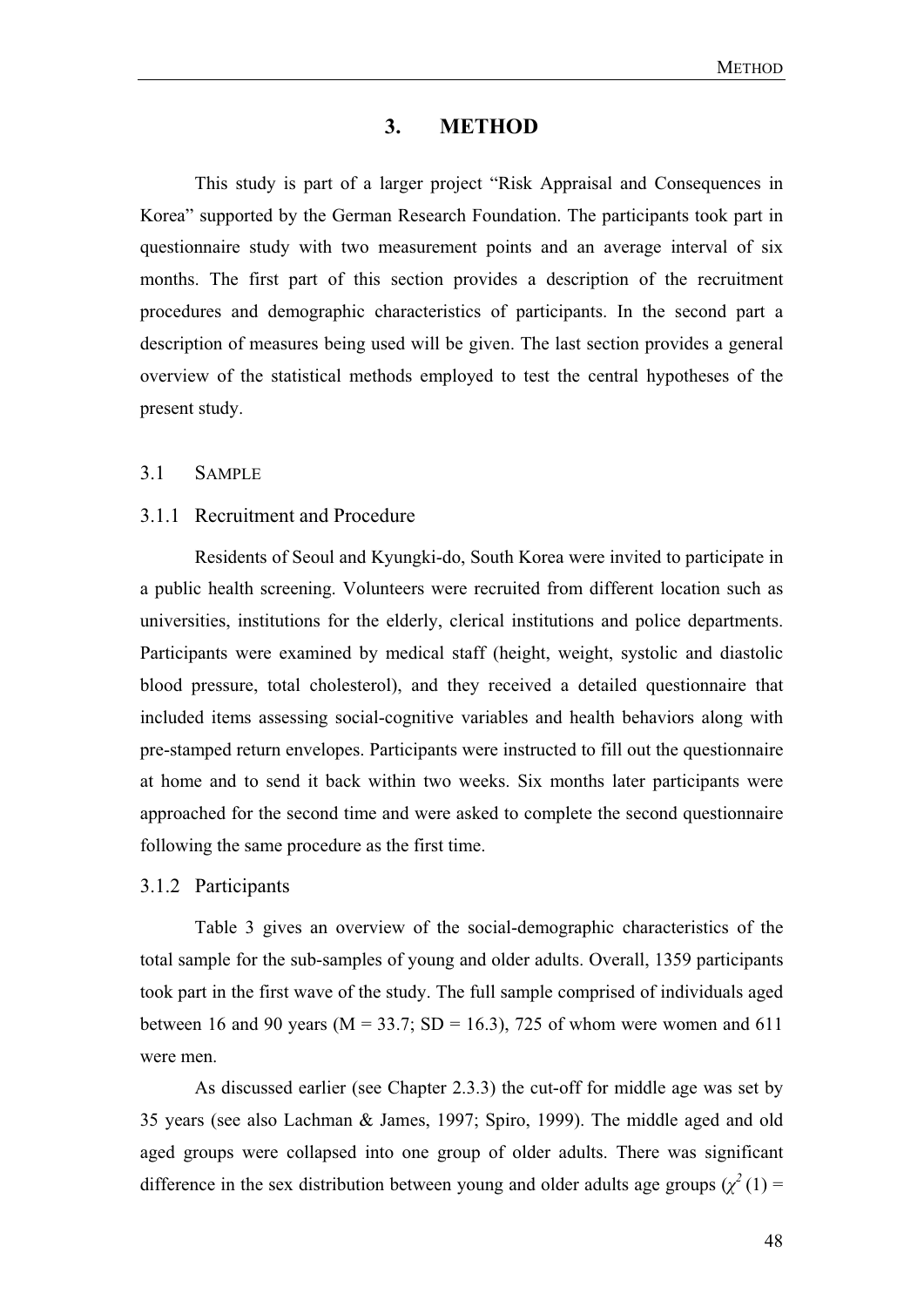# 3. METHOD

This study is part of a larger project "Risk Appraisal and Consequences in Korea" supported by the German Research Foundation. The participants took part in questionnaire study with two measurement points and an average interval of six months. The first part of this section provides a description of the recruitment procedures and demographic characteristics of participants. In the second part a description of measures being used will be given. The last section provides a general overview of the statistical methods employed to test the central hypotheses of the present study.

## 3.1 SAMPLE

### 3.1.1 Recruitment and Procedure

Residents of Seoul and Kyungki-do, South Korea were invited to participate in a public health screening. Volunteers were recruited from different location such as universities, institutions for the elderly, clerical institutions and police departments. Participants were examined by medical staff (height, weight, systolic and diastolic blood pressure, total cholesterol), and they received a detailed questionnaire that included items assessing social-cognitive variables and health behaviors along with pre-stamped return envelopes. Participants were instructed to fill out the questionnaire at home and to send it back within two weeks. Six months later participants were approached for the second time and were asked to complete the second questionnaire following the same procedure as the first time.

### 3.1.2 Participants

Table 3 gives an overview of the social-demographic characteristics of the total sample for the sub-samples of young and older adults. Overall, 1359 participants took part in the first wave of the study. The full sample comprised of individuals aged between 16 and 90 years (M = 33.7; SD = 16.3), 725 of whom were women and 611 were men.

As discussed earlier (see Chapter 2.3.3) the cut-off for middle age was set by 35 years (see also Lachman & James, 1997; Spiro, 1999). The middle aged and old aged groups were collapsed into one group of older adults. There was significant difference in the sex distribution between young and older adults age groups ($\chi^2$ (1) =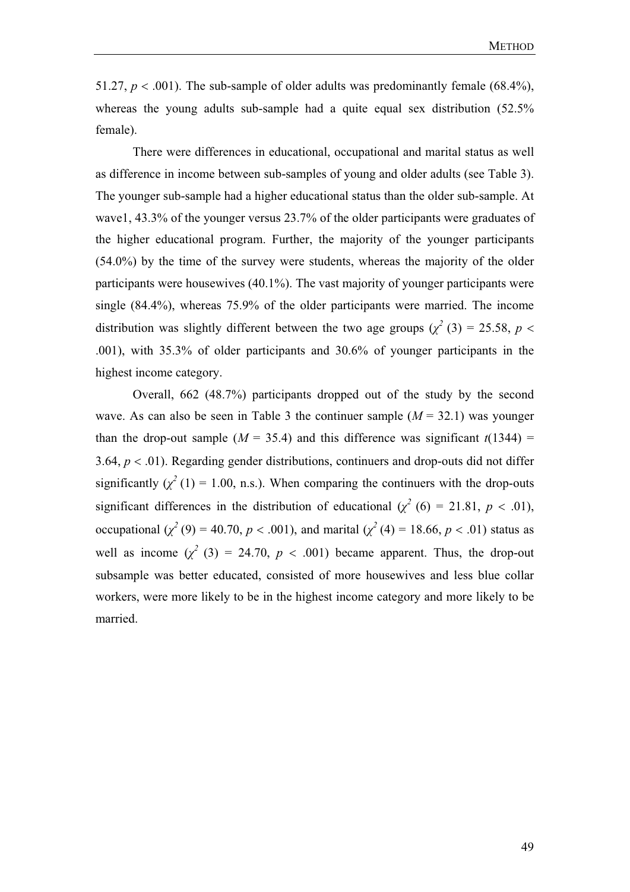51.27, $p < .001$). The sub-sample of older adults was predominantly female (68.4%), whereas the young adults sub-sample had a quite equal sex distribution (52.5% female).

There were differences in educational, occupational and marital status as well as difference in income between sub-samples of young and older adults (see Table 3). The younger sub-sample had a higher educational status than the older sub-sample. At wave1, 43.3% of the younger versus 23.7% of the older participants were graduates of the higher educational program. Further, the majority of the younger participants (54.0%) by the time of the survey were students, whereas the majority of the older participants were housewives (40.1%). The vast majority of younger participants were single (84.4%), whereas 75.9% of the older participants were married. The income distribution was slightly different between the two age groups ($\chi^2$ (3) = 25.58, $p < .001$), with 35.3% of older participants and 30.6% of younger participants in the highest income category.

Overall, 662 (48.7%) participants dropped out of the study by the second wave. As can also be seen in Table 3 the continuer sample ($M$ = 32.1) was younger than the drop-out sample ($M$ = 35.4) and this difference was significant $t(1344)$ = 3.64, $p < .01$). Regarding gender distributions, continuers and drop-outs did not differ significantly ($\chi^2$ (1) = 1.00, n.s.). When comparing the continuers with the drop-outs significant differences in the distribution of educational ($\chi^2$ (6) = 21.81, $p < .01$), occupational ($\chi^2$ (9) = 40.70, $p < .001$), and marital ($\chi^2$ (4) = 18.66, $p < .01$) status as well as income ($\chi^2$ (3) = 24.70, $p < .001$) became apparent. Thus, the drop-out subsample was better educated, consisted of more housewives and less blue collar workers, were more likely to be in the highest income category and more likely to be married.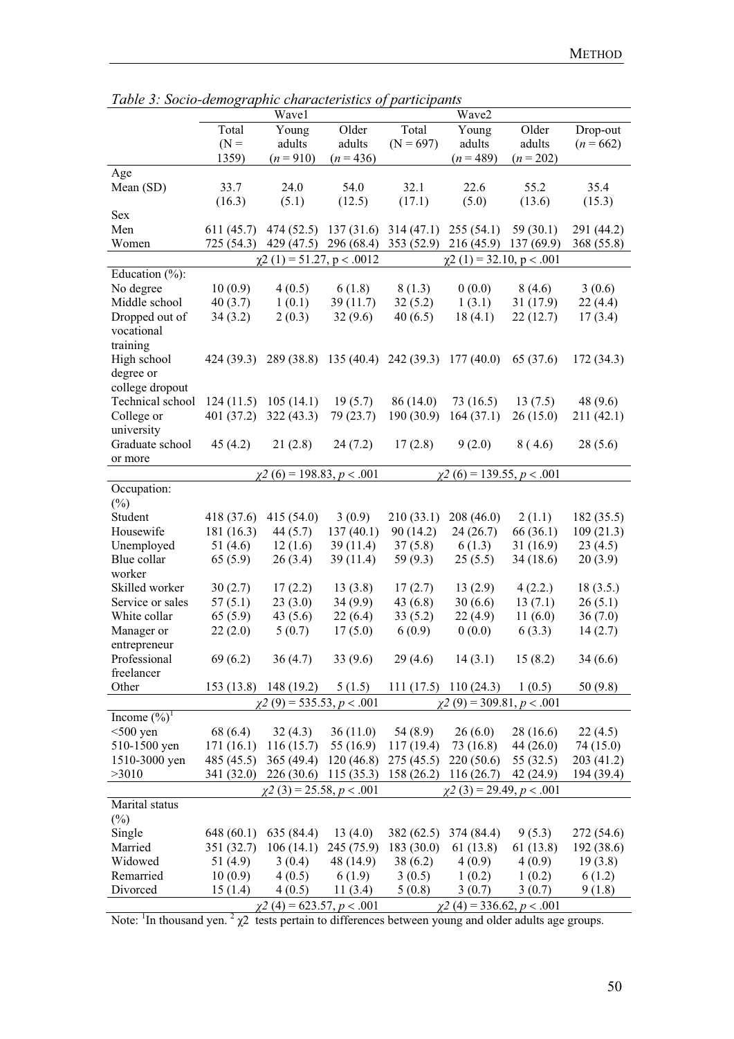*Table 3: Socio-demographic characteristics of participants*

| | Wave1 | | | Wave2 | | | |
|---|---|---|---|---|---|---|---|
| | Total ($N$ = 1359) | Young adults ($n$ = 910) | Older adults ($n$ = 436) | Total ($N$ = 697) | Young adults ($n$ = 489) | Older adults ($n$ = 202) | Drop-out ($n$ = 662) |
| Age | | | | | | | |
| Mean (SD) | 33.7 (16.3) | 24.0 (5.1) | 54.0 (12.5) | 32.1 (17.1) | 22.6 (5.0) | 55.2 (13.6) | 35.4 (15.3) |
| Sex | | | | | | | |
| Men | 611 (45.7) | 474 (52.5) | 137 (31.6) | 314 (47.1) | 255 (54.1) | 59 (30.1) | 291 (44.2) |
| Women | 725 (54.3) | 429 (47.5) | 296 (68.4) | 353 (52.9) | 216 (45.9) | 137 (69.9) | 368 (55.8) |
| | | $\chi 2$ (1) = 51.27, $p < .0012$ | | | $\chi 2$ (1) = 32.10, $p < .001$ | | |
| Education (%): | | | | | | | |
| No degree | 10 (0.9) | 4 (0.5) | 6 (1.8) | 8 (1.3) | 0 (0.0) | 8 (4.6) | 3 (0.6) |
| Middle school | 40 (3.7) | 1 (0.1) | 39 (11.7) | 32 (5.2) | 1 (3.1) | 31 (17.9) | 22 (4.4) |
| Dropped out of vocational training | 34 (3.2) | 2 (0.3) | 32 (9.6) | 40 (6.5) | 18 (4.1) | 22 (12.7) | 17 (3.4) |
| High school degree or college dropout | 424 (39.3) | 289 (38.8) | 135 (40.4) | 242 (39.3) | 177 (40.0) | 65 (37.6) | 172 (34.3) |
| Technical school | 124 (11.5) | 105 (14.1) | 19 (5.7) | 86 (14.0) | 73 (16.5) | 13 (7.5) | 48 (9.6) |
| College or university | 401 (37.2) | 322 (43.3) | 79 (23.7) | 190 (30.9) | 164 (37.1) | 26 (15.0) | 211 (42.1) |
| Graduate school or more | 45 (4.2) | 21 (2.8) | 24 (7.2) | 17 (2.8) | 9 (2.0) | 8 ( 4.6) | 28 (5.6) |
| | | $\chi 2$ (6) = 198.83, $p < .001$ | | | $\chi 2$ (6) = 139.55, $p < .001$ | | |
| Occupation: (%) | | | | | | | |
| Student | 418 (37.6) | 415 (54.0) | 3 (0.9) | 210 (33.1) | 208 (46.0) | 2 (1.1) | 182 (35.5) |
| Housewife | 181 (16.3) | 44 (5.7) | 137 (40.1) | 90 (14.2) | 24 (26.7) | 66 (36.1) | 109 (21.3) |
| Unemployed | 51 (4.6) | 12 (1.6) | 39 (11.4) | 37 (5.8) | 6 (1.3) | 31 (16.9) | 23 (4.5) |
| Blue collar worker | 65 (5.9) | 26 (3.4) | 39 (11.4) | 59 (9.3) | 25 (5.5) | 34 (18.6) | 20 (3.9) |
| Skilled worker | 30 (2.7) | 17 (2.2) | 13 (3.8) | 17 (2.7) | 13 (2.9) | 4 (2.2.) | 18 (3.5.) |
| Service or sales | 57 (5.1) | 23 (3.0) | 34 (9.9) | 43 (6.8) | 30 (6.6) | 13 (7.1) | 26 (5.1) |
| White collar | 65 (5.9) | 43 (5.6) | 22 (6.4) | 33 (5.2) | 22 (4.9) | 11 (6.0) | 36 (7.0) |
| Manager or entrepreneur | 22 (2.0) | 5 (0.7) | 17 (5.0) | 6 (0.9) | 0 (0.0) | 6 (3.3) | 14 (2.7) |
| Professional freelancer | 69 (6.2) | 36 (4.7) | 33 (9.6) | 29 (4.6) | 14 (3.1) | 15 (8.2) | 34 (6.6) |
| Other | 153 (13.8) | 148 (19.2) | 5 (1.5) | 111 (17.5) | 110 (24.3) | 1 (0.5) | 50 (9.8) |
| | | $\chi 2$ (9) = 535.53, $p < .001$ | | | $\chi 2$ (9) = 309.81, $p < .001$ | | |
| Income (%)[1] | | | | | | | |
| <500 yen | 68 (6.4) | 32 (4.3) | 36 (11.0) | 54 (8.9) | 26 (6.0) | 28 (16.6) | 22 (4.5) |
| 510-1500 yen | 171 (16.1) | 116 (15.7) | 55 (16.9) | 117 (19.4) | 73 (16.8) | 44 (26.0) | 74 (15.0) |
| 1510-3000 yen | 485 (45.5) | 365 (49.4) | 120 (46.8) | 275 (45.5) | 220 (50.6) | 55 (32.5) | 203 (41.2) |
| >3010 | 341 (32.0) | 226 (30.6) | 115 (35.3) | 158 (26.2) | 116 (26.7) | 42 (24.9) | 194 (39.4) |
| | | $\chi 2$ (3) = 25.58, $p < .001$ | | | $\chi 2$ (3) = 29.49, $p < .001$ | | |
| Marital status (%) | | | | | | | |
| Single | 648 (60.1) | 635 (84.4) | 13 (4.0) | 382 (62.5) | 374 (84.4) | 9 (5.3) | 272 (54.6) |
| Married | 351 (32.7) | 106 (14.1) | 245 (75.9) | 183 (30.0) | 61 (13.8) | 61 (13.8) | 192 (38.6) |
| Widowed | 51 (4.9) | 3 (0.4) | 48 (14.9) | 38 (6.2) | 4 (0.9) | 4 (0.9) | 19 (3.8) |
| Remarried | 10 (0.9) | 4 (0.5) | 6 (1.9) | 3 (0.5) | 1 (0.2) | 1 (0.2) | 6 (1.2) |
| Divorced | 15 (1.4) | 4 (0.5) | 11 (3.4) | 5 (0.8) | 3 (0.7) | 3 (0.7) | 9 (1.8) |
| | | $\chi 2$ (4) = 623.57, $p < .001$ | | | $\chi 2$ (4) = 336.62, $p < .001$ | | |

Note: [1]In thousand yen. [2] $\chi 2$ tests pertain to differences between young and older adults age groups.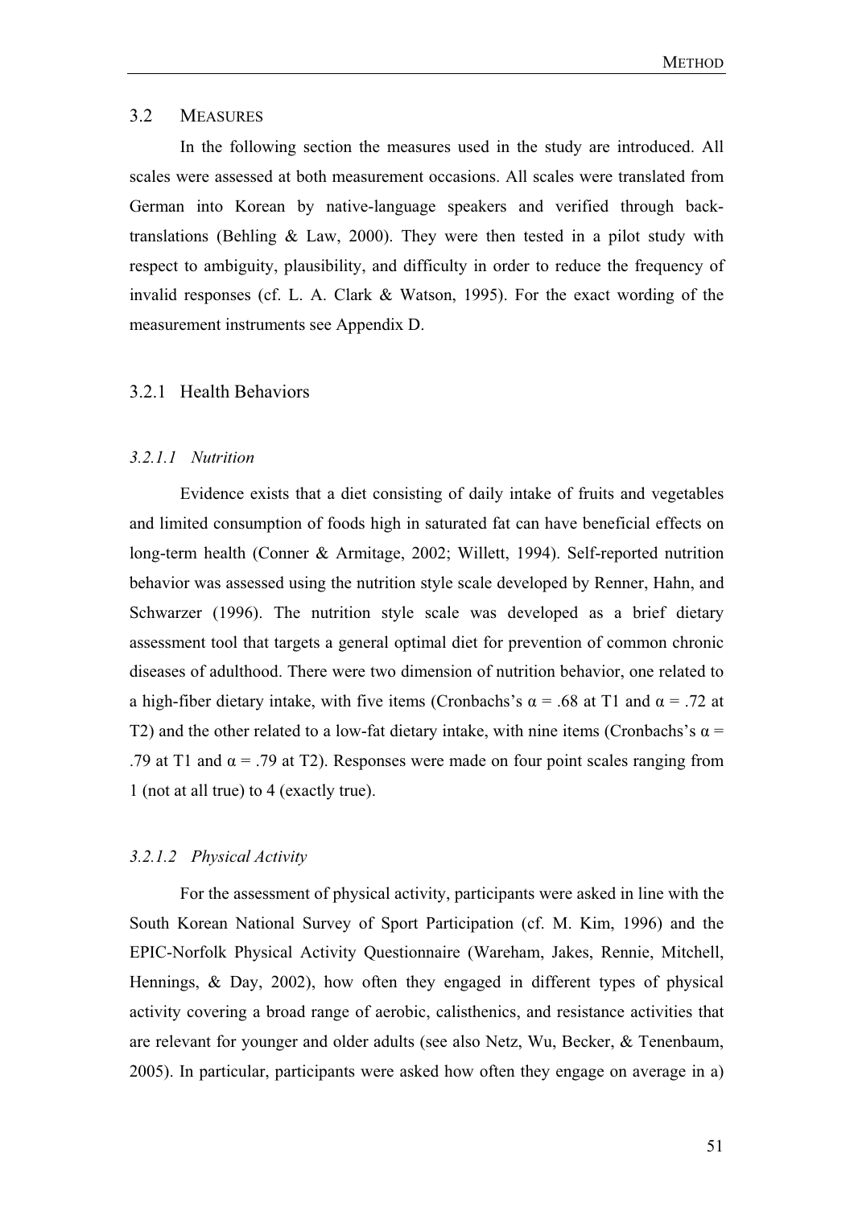## 3.2 MEASURES

In the following section the measures used in the study are introduced. All scales were assessed at both measurement occasions. All scales were translated from German into Korean by native-language speakers and verified through back-translations (Behling & Law, 2000). They were then tested in a pilot study with respect to ambiguity, plausibility, and difficulty in order to reduce the frequency of invalid responses (cf. L. A. Clark & Watson, 1995). For the exact wording of the measurement instruments see Appendix D.

### 3.2.1 Health Behaviors

#### *3.2.1.1 Nutrition*

Evidence exists that a diet consisting of daily intake of fruits and vegetables and limited consumption of foods high in saturated fat can have beneficial effects on long-term health (Conner & Armitage, 2002; Willett, 1994). Self-reported nutrition behavior was assessed using the nutrition style scale developed by Renner, Hahn, and Schwarzer (1996). The nutrition style scale was developed as a brief dietary assessment tool that targets a general optimal diet for prevention of common chronic diseases of adulthood. There were two dimension of nutrition behavior, one related to a high-fiber dietary intake, with five items (Cronbachs's $\alpha$ = .68 at T1 and $\alpha$ = .72 at T2) and the other related to a low-fat dietary intake, with nine items (Cronbachs's $\alpha$ = .79 at T1 and $\alpha$ = .79 at T2). Responses were made on four point scales ranging from 1 (not at all true) to 4 (exactly true).

#### *3.2.1.2 Physical Activity*

For the assessment of physical activity, participants were asked in line with the South Korean National Survey of Sport Participation (cf. M. Kim, 1996) and the EPIC-Norfolk Physical Activity Questionnaire (Wareham, Jakes, Rennie, Mitchell, Hennings, & Day, 2002), how often they engaged in different types of physical activity covering a broad range of aerobic, calisthenics, and resistance activities that are relevant for younger and older adults (see also Netz, Wu, Becker, & Tenenbaum, 2005). In particular, participants were asked how often they engage on average in a)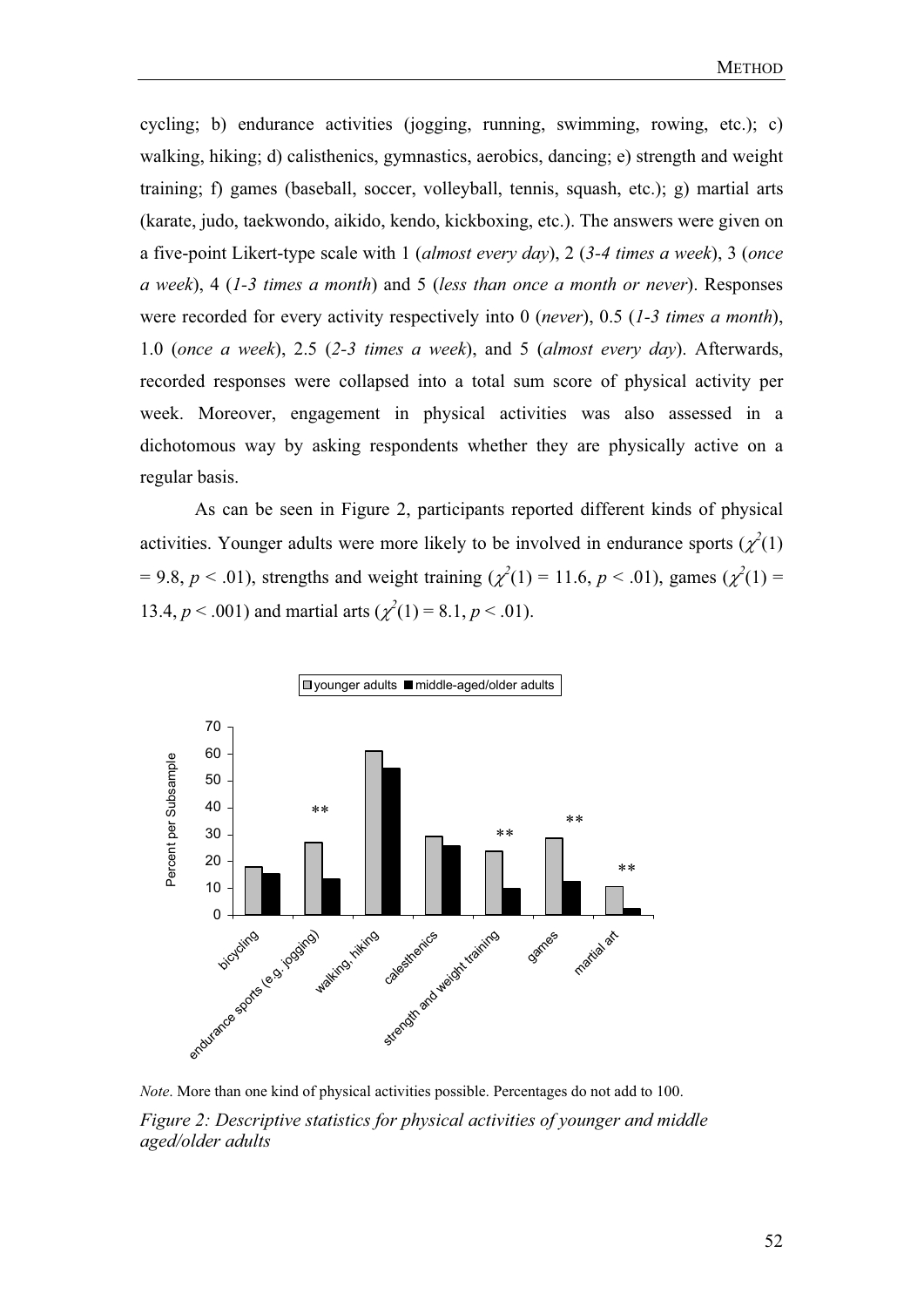cycling; b) endurance activities (jogging, running, swimming, rowing, etc.); c) walking, hiking; d) calisthenics, gymnastics, aerobics, dancing; e) strength and weight training; f) games (baseball, soccer, volleyball, tennis, squash, etc.); g) martial arts (karate, judo, taekwondo, aikido, kendo, kickboxing, etc.). The answers were given on a five-point Likert-type scale with 1 (*almost every day*), 2 (*3-4 times a week*), 3 (*once a week*), 4 (*1-3 times a month*) and 5 (*less than once a month or never*). Responses were recorded for every activity respectively into 0 (*never*), 0.5 (*1-3 times a month*), 1.0 (*once a week*), 2.5 (*2-3 times a week*), and 5 (*almost every day*). Afterwards, recorded responses were collapsed into a total sum score of physical activity per week. Moreover, engagement in physical activities was also assessed in a dichotomous way by asking respondents whether they are physically active on a regular basis.

As can be seen in Figure 2, participants reported different kinds of physical activities. Younger adults were more likely to be involved in endurance sports ($\chi^2(1) = 9.8$, $p < .01$), strengths and weight training ($\chi^2(1) = 11.6$, $p < .01$), games ($\chi^2(1) = 13.4$, $p < .001$) and martial arts ($\chi^2(1) = 8.1$, $p < .01$).

*Note*. More than one kind of physical activities possible. Percentages do not add to 100.

*Figure 2: Descriptive statistics for physical activities of younger and middle aged/older adults*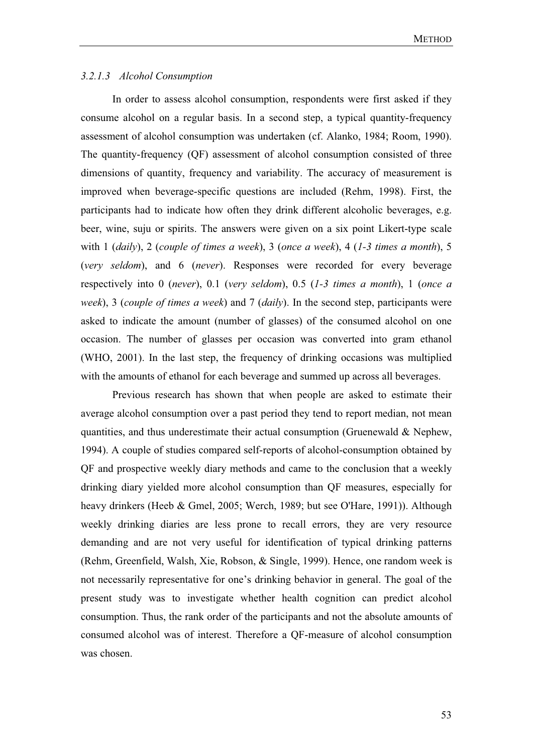### *3.2.1.3 Alcohol Consumption*

In order to assess alcohol consumption, respondents were first asked if they consume alcohol on a regular basis. In a second step, a typical quantity-frequency assessment of alcohol consumption was undertaken (cf. Alanko, 1984; Room, 1990). The quantity-frequency (QF) assessment of alcohol consumption consisted of three dimensions of quantity, frequency and variability. The accuracy of measurement is improved when beverage-specific questions are included (Rehm, 1998). First, the participants had to indicate how often they drink different alcoholic beverages, e.g. beer, wine, suju or spirits. The answers were given on a six point Likert-type scale with 1 (*daily*), 2 (*couple of times a week*), 3 (*once a week*), 4 (*1-3 times a month*), 5 (*very seldom*), and 6 (*never*). Responses were recorded for every beverage respectively into 0 (*never*), 0.1 (*very seldom*), 0.5 (*1-3 times a month*), 1 (*once a week*), 3 (*couple of times a week*) and 7 (*daily*). In the second step, participants were asked to indicate the amount (number of glasses) of the consumed alcohol on one occasion. The number of glasses per occasion was converted into gram ethanol (WHO, 2001). In the last step, the frequency of drinking occasions was multiplied with the amounts of ethanol for each beverage and summed up across all beverages.

Previous research has shown that when people are asked to estimate their average alcohol consumption over a past period they tend to report median, not mean quantities, and thus underestimate their actual consumption (Gruenewald & Nephew, 1994). A couple of studies compared self-reports of alcohol-consumption obtained by QF and prospective weekly diary methods and came to the conclusion that a weekly drinking diary yielded more alcohol consumption than QF measures, especially for heavy drinkers (Heeb & Gmel, 2005; Werch, 1989; but see O'Hare, 1991)). Although weekly drinking diaries are less prone to recall errors, they are very resource demanding and are not very useful for identification of typical drinking patterns (Rehm, Greenfield, Walsh, Xie, Robson, & Single, 1999). Hence, one random week is not necessarily representative for one's drinking behavior in general. The goal of the present study was to investigate whether health cognition can predict alcohol consumption. Thus, the rank order of the participants and not the absolute amounts of consumed alcohol was of interest. Therefore a QF-measure of alcohol consumption was chosen.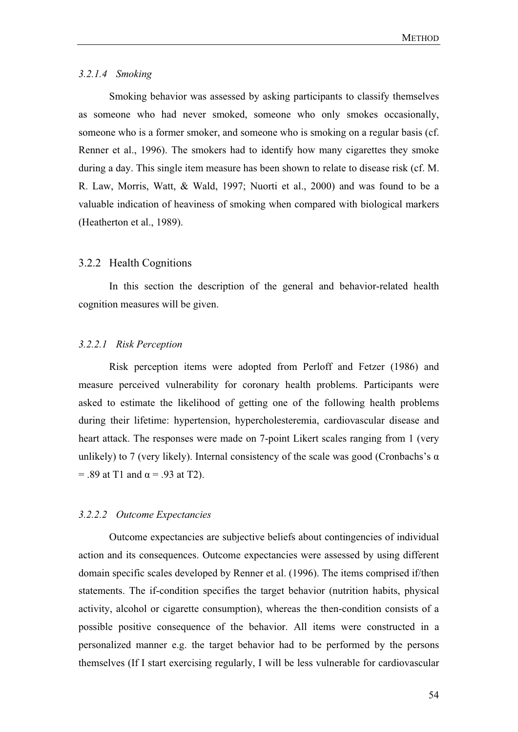#### *3.2.1.4 Smoking*

Smoking behavior was assessed by asking participants to classify themselves as someone who had never smoked, someone who only smokes occasionally, someone who is a former smoker, and someone who is smoking on a regular basis (cf. Renner et al., 1996). The smokers had to identify how many cigarettes they smoke during a day. This single item measure has been shown to relate to disease risk (cf. M. R. Law, Morris, Watt, & Wald, 1997; Nuorti et al., 2000) and was found to be a valuable indication of heaviness of smoking when compared with biological markers (Heatherton et al., 1989).

### 3.2.2 Health Cognitions

In this section the description of the general and behavior-related health cognition measures will be given.

#### *3.2.2.1 Risk Perception*

Risk perception items were adopted from Perloff and Fetzer (1986) and measure perceived vulnerability for coronary health problems. Participants were asked to estimate the likelihood of getting one of the following health problems during their lifetime: hypertension, hypercholesteremia, cardiovascular disease and heart attack. The responses were made on 7-point Likert scales ranging from 1 (very unlikely) to 7 (very likely). Internal consistency of the scale was good (Cronbachs's $\alpha = .89$ at T1 and $\alpha = .93$ at T2).

#### *3.2.2.2 Outcome Expectancies*

Outcome expectancies are subjective beliefs about contingencies of individual action and its consequences. Outcome expectancies were assessed by using different domain specific scales developed by Renner et al. (1996). The items comprised if/then statements. The if-condition specifies the target behavior (nutrition habits, physical activity, alcohol or cigarette consumption), whereas the then-condition consists of a possible positive consequence of the behavior. All items were constructed in a personalized manner e.g. the target behavior had to be performed by the persons themselves (If I start exercising regularly, I will be less vulnerable for cardiovascular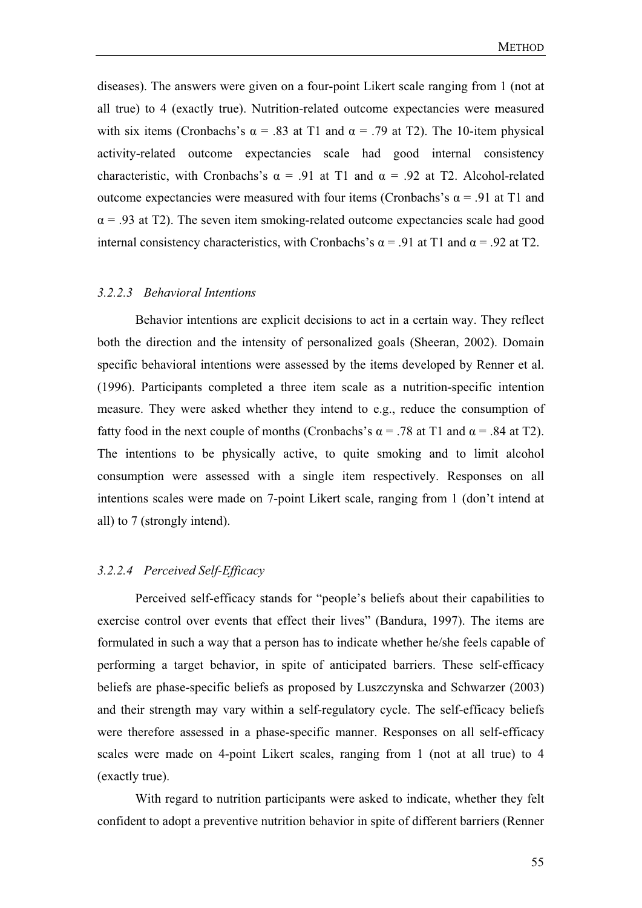diseases). The answers were given on a four-point Likert scale ranging from 1 (not at all true) to 4 (exactly true). Nutrition-related outcome expectancies were measured with six items (Cronbachs's $\alpha = .83$ at T1 and $\alpha = .79$ at T2). The 10-item physical activity-related outcome expectancies scale had good internal consistency characteristic, with Cronbachs's $\alpha = .91$ at T1 and $\alpha = .92$ at T2. Alcohol-related outcome expectancies were measured with four items (Cronbachs's $\alpha = .91$ at T1 and $\alpha = .93$ at T2). The seven item smoking-related outcome expectancies scale had good internal consistency characteristics, with Cronbachs's $\alpha = .91$ at T1 and $\alpha = .92$ at T2.

#### *3.2.2.3 Behavioral Intentions*

Behavior intentions are explicit decisions to act in a certain way. They reflect both the direction and the intensity of personalized goals (Sheeran, 2002). Domain specific behavioral intentions were assessed by the items developed by Renner et al. (1996). Participants completed a three item scale as a nutrition-specific intention measure. They were asked whether they intend to e.g., reduce the consumption of fatty food in the next couple of months (Cronbachs's $\alpha = .78$ at T1 and $\alpha = .84$ at T2). The intentions to be physically active, to quite smoking and to limit alcohol consumption were assessed with a single item respectively. Responses on all intentions scales were made on 7-point Likert scale, ranging from 1 (don't intend at all) to 7 (strongly intend).

#### *3.2.2.4 Perceived Self-Efficacy*

Perceived self-efficacy stands for "people's beliefs about their capabilities to exercise control over events that effect their lives" (Bandura, 1997). The items are formulated in such a way that a person has to indicate whether he/she feels capable of performing a target behavior, in spite of anticipated barriers. These self-efficacy beliefs are phase-specific beliefs as proposed by Luszczynska and Schwarzer (2003) and their strength may vary within a self-regulatory cycle. The self-efficacy beliefs were therefore assessed in a phase-specific manner. Responses on all self-efficacy scales were made on 4-point Likert scales, ranging from 1 (not at all true) to 4 (exactly true).

With regard to nutrition participants were asked to indicate, whether they felt confident to adopt a preventive nutrition behavior in spite of different barriers (Renner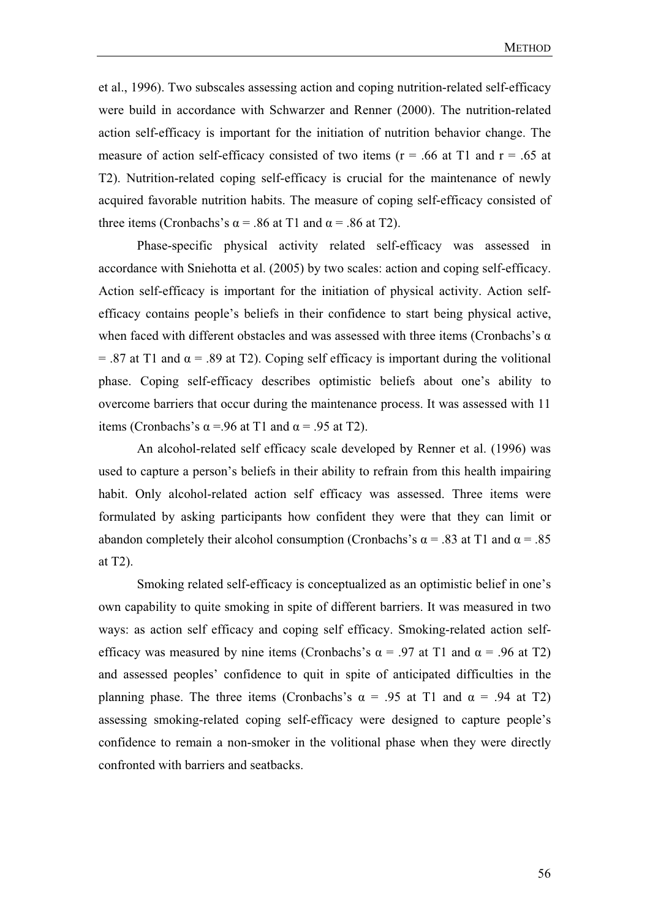et al., 1996). Two subscales assessing action and coping nutrition-related self-efficacy were build in accordance with Schwarzer and Renner (2000). The nutrition-related action self-efficacy is important for the initiation of nutrition behavior change. The measure of action self-efficacy consisted of two items ($r = .66$ at T1 and $r = .65$ at T2). Nutrition-related coping self-efficacy is crucial for the maintenance of newly acquired favorable nutrition habits. The measure of coping self-efficacy consisted of three items (Cronbachs's $\alpha = .86$ at T1 and $\alpha = .86$ at T2).

Phase-specific physical activity related self-efficacy was assessed in accordance with Sniehotta et al. (2005) by two scales: action and coping self-efficacy. Action self-efficacy is important for the initiation of physical activity. Action self-efficacy contains people's beliefs in their confidence to start being physical active, when faced with different obstacles and was assessed with three items (Cronbachs's $\alpha = .87$ at T1 and $\alpha = .89$ at T2). Coping self efficacy is important during the volitional phase. Coping self-efficacy describes optimistic beliefs about one's ability to overcome barriers that occur during the maintenance process. It was assessed with 11 items (Cronbachs's $\alpha =.96$ at T1 and $\alpha = .95$ at T2).

An alcohol-related self efficacy scale developed by Renner et al. (1996) was used to capture a person's beliefs in their ability to refrain from this health impairing habit. Only alcohol-related action self efficacy was assessed. Three items were formulated by asking participants how confident they were that they can limit or abandon completely their alcohol consumption (Cronbachs's $\alpha = .83$ at T1 and $\alpha = .85$ at T2).

Smoking related self-efficacy is conceptualized as an optimistic belief in one's own capability to quite smoking in spite of different barriers. It was measured in two ways: as action self efficacy and coping self efficacy. Smoking-related action self-efficacy was measured by nine items (Cronbachs's $\alpha = .97$ at T1 and $\alpha = .96$ at T2) and assessed peoples' confidence to quit in spite of anticipated difficulties in the planning phase. The three items (Cronbachs's $\alpha = .95$ at T1 and $\alpha = .94$ at T2) assessing smoking-related coping self-efficacy were designed to capture people's confidence to remain a non-smoker in the volitional phase when they were directly confronted with barriers and seatbacks.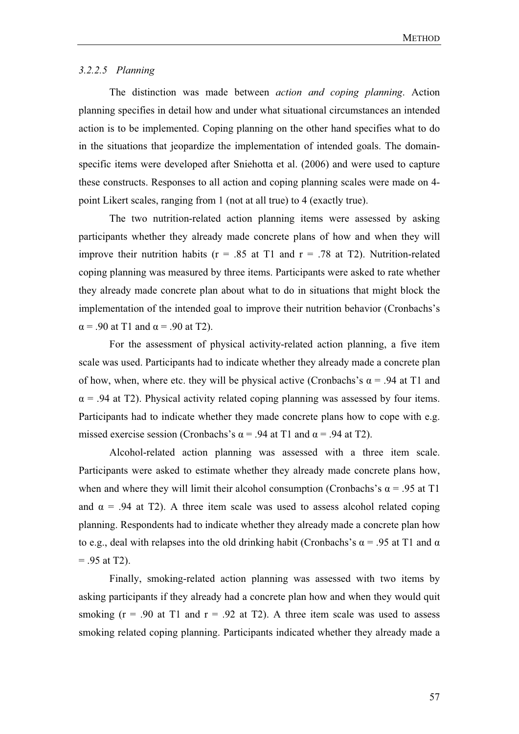#### *3.2.2.5 Planning*

The distinction was made between *action and coping planning*. Action planning specifies in detail how and under what situational circumstances an intended action is to be implemented. Coping planning on the other hand specifies what to do in the situations that jeopardize the implementation of intended goals. The domain-specific items were developed after Sniehotta et al. (2006) and were used to capture these constructs. Responses to all action and coping planning scales were made on 4-point Likert scales, ranging from 1 (not at all true) to 4 (exactly true).

The two nutrition-related action planning items were assessed by asking participants whether they already made concrete plans of how and when they will improve their nutrition habits ($r = .85$ at T1 and $r = .78$ at T2). Nutrition-related coping planning was measured by three items. Participants were asked to rate whether they already made concrete plan about what to do in situations that might block the implementation of the intended goal to improve their nutrition behavior (Cronbachs's $\alpha = .90$ at T1 and $\alpha = .90$ at T2).

For the assessment of physical activity-related action planning, a five item scale was used. Participants had to indicate whether they already made a concrete plan of how, when, where etc. they will be physical active (Cronbachs's $\alpha = .94$ at T1 and $\alpha = .94$ at T2). Physical activity related coping planning was assessed by four items. Participants had to indicate whether they made concrete plans how to cope with e.g. missed exercise session (Cronbachs's $\alpha = .94$ at T1 and $\alpha = .94$ at T2).

Alcohol-related action planning was assessed with a three item scale. Participants were asked to estimate whether they already made concrete plans how, when and where they will limit their alcohol consumption (Cronbachs's $\alpha = .95$ at T1 and $\alpha = .94$ at T2). A three item scale was used to assess alcohol related coping planning. Respondents had to indicate whether they already made a concrete plan how to e.g., deal with relapses into the old drinking habit (Cronbachs's $\alpha = .95$ at T1 and $\alpha = .95$ at T2).

Finally, smoking-related action planning was assessed with two items by asking participants if they already had a concrete plan how and when they would quit smoking ($r = .90$ at T1 and $r = .92$ at T2). A three item scale was used to assess smoking related coping planning. Participants indicated whether they already made a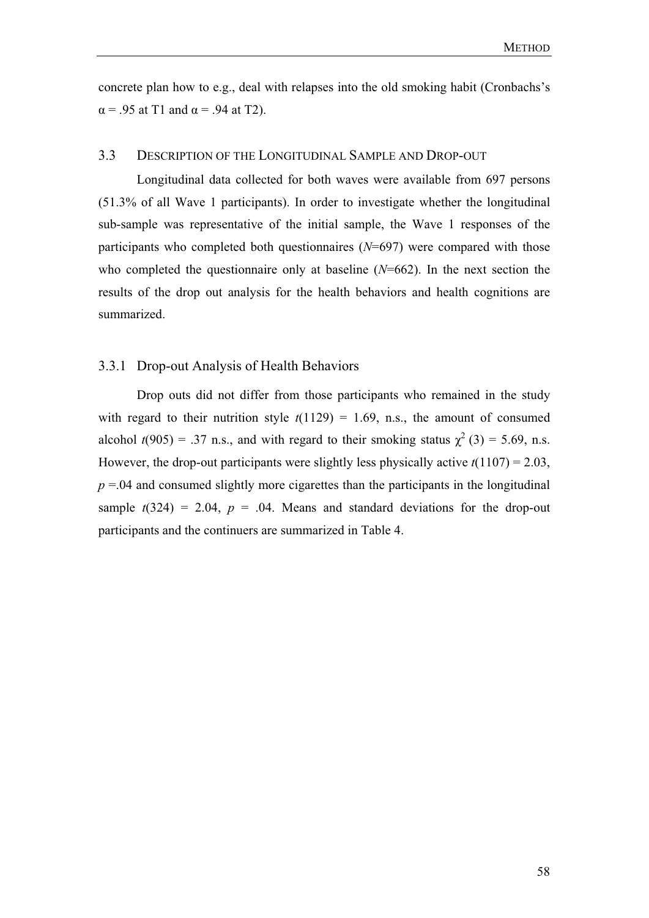concrete plan how to e.g., deal with relapses into the old smoking habit (Cronbachs's $\alpha = .95$ at T1 and $\alpha = .94$ at T2).

## 3.3 Description of the Longitudinal Sample and Drop-out

Longitudinal data collected for both waves were available from 697 persons (51.3% of all Wave 1 participants). In order to investigate whether the longitudinal sub-sample was representative of the initial sample, the Wave 1 responses of the participants who completed both questionnaires ($N$=697) were compared with those who completed the questionnaire only at baseline ($N$=662). In the next section the results of the drop out analysis for the health behaviors and health cognitions are summarized.

### 3.3.1 Drop-out Analysis of Health Behaviors

Drop outs did not differ from those participants who remained in the study with regard to their nutrition style $t(1129) = 1.69$, n.s., the amount of consumed alcohol $t(905) = .37$ n.s., and with regard to their smoking status $\chi^2\,(3) = 5.69$, n.s. However, the drop-out participants were slightly less physically active $t(1107) = 2.03$, $p$ =.04 and consumed slightly more cigarettes than the participants in the longitudinal sample $t(324) = 2.04$, $p = .04$. Means and standard deviations for the drop-out participants and the continuers are summarized in Table 4.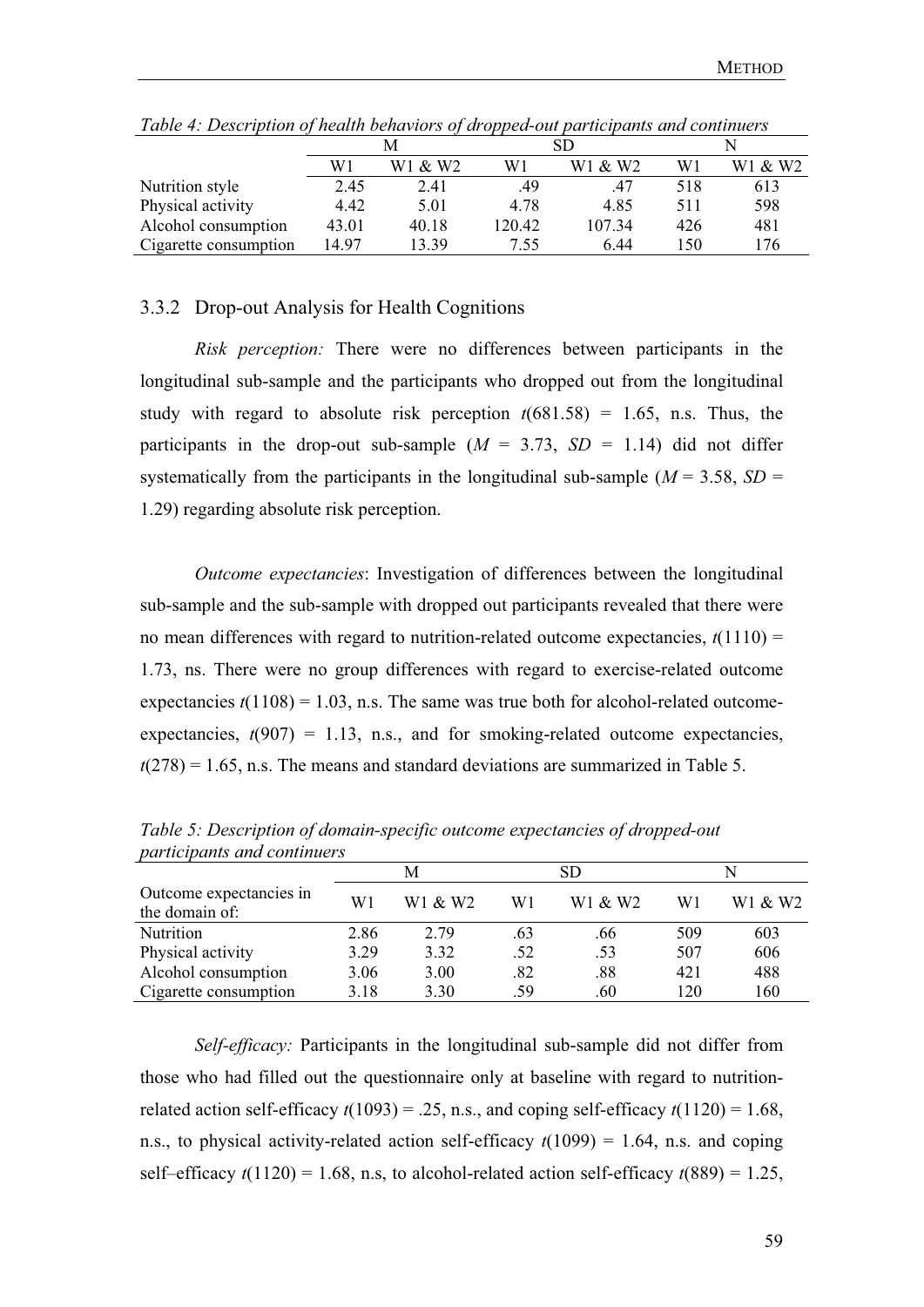*Table 4: Description of health behaviors of dropped-out participants and continuers*

| | M | | SD | | N | |
|---|---|---|---|---|---|---|
| | W1 | W1 & W2 | W1 | W1 & W2 | W1 | W1 & W2 |
| Nutrition style | 2.45 | 2.41 | .49 | .47 | 518 | 613 |
| Physical activity | 4.42 | 5.01 | 4.78 | 4.85 | 511 | 598 |
| Alcohol consumption | 43.01 | 40.18 | 120.42 | 107.34 | 426 | 481 |
| Cigarette consumption | 14.97 | 13.39 | 7.55 | 6.44 | 150 | 176 |

### 3.3.2 Drop-out Analysis for Health Cognitions

*Risk perception:* There were no differences between participants in the longitudinal sub-sample and the participants who dropped out from the longitudinal study with regard to absolute risk perception $t(681.58) = 1.65$, n.s. Thus, the participants in the drop-out sub-sample ($M = 3.73$, $SD = 1.14$) did not differ systematically from the participants in the longitudinal sub-sample ($M = 3.58$, $SD = 1.29$) regarding absolute risk perception.

*Outcome expectancies*: Investigation of differences between the longitudinal sub-sample and the sub-sample with dropped out participants revealed that there were no mean differences with regard to nutrition-related outcome expectancies, $t(1110) = 1.73$, ns. There were no group differences with regard to exercise-related outcome expectancies $t(1108) = 1.03$, n.s. The same was true both for alcohol-related outcome-expectancies, $t(907) = 1.13$, n.s., and for smoking-related outcome expectancies, $t(278) = 1.65$, n.s. The means and standard deviations are summarized in Table 5.

*Table 5: Description of domain-specific outcome expectancies of dropped-out participants and continuers*

| | M | | SD | | N | |
|---|---|---|---|---|---|---|
| Outcome expectancies in the domain of: | W1 | W1 & W2 | W1 | W1 & W2 | W1 | W1 & W2 |
| Nutrition | 2.86 | 2.79 | .63 | .66 | 509 | 603 |
| Physical activity | 3.29 | 3.32 | .52 | .53 | 507 | 606 |
| Alcohol consumption | 3.06 | 3.00 | .82 | .88 | 421 | 488 |
| Cigarette consumption | 3.18 | 3.30 | .59 | .60 | 120 | 160 |

*Self-efficacy:* Participants in the longitudinal sub-sample did not differ from those who had filled out the questionnaire only at baseline with regard to nutrition-related action self-efficacy $t(1093) = .25$, n.s., and coping self-efficacy $t(1120) = 1.68$, n.s., to physical activity-related action self-efficacy $t(1099) = 1.64$, n.s. and coping self–efficacy $t(1120) = 1.68$, n.s, to alcohol-related action self-efficacy $t(889) = 1.25$,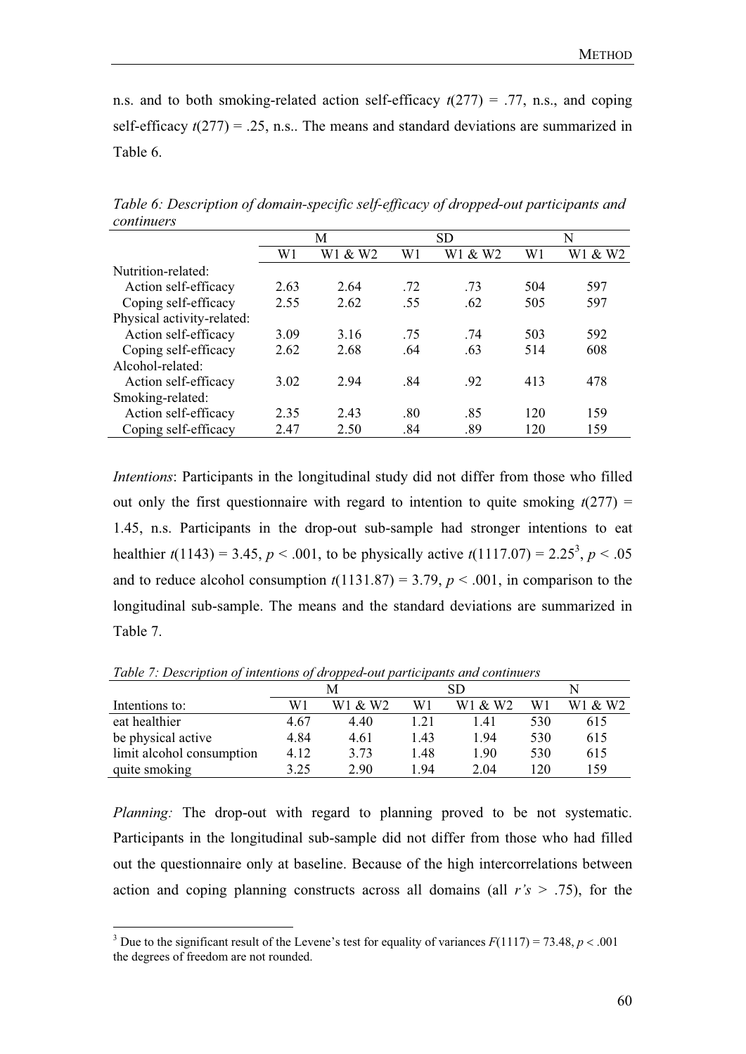n.s. and to both smoking-related action self-efficacy $t(277) = .77$, n.s., and coping self-efficacy $t(277) = .25$, n.s.. The means and standard deviations are summarized in Table 6.

*Table 6: Description of domain-specific self-efficacy of dropped-out participants and continuers*

| | M | | SD | | N | |
|---|---|---|---|---|---|---|
| | W1 | W1 & W2 | W1 | W1 & W2 | W1 | W1 & W2 |
| Nutrition-related: | | | | | | |
| Action self-efficacy | 2.63 | 2.64 | .72 | .73 | 504 | 597 |
| Coping self-efficacy | 2.55 | 2.62 | .55 | .62 | 505 | 597 |
| Physical activity-related: | | | | | | |
| Action self-efficacy | 3.09 | 3.16 | .75 | .74 | 503 | 592 |
| Coping self-efficacy | 2.62 | 2.68 | .64 | .63 | 514 | 608 |
| Alcohol-related: | | | | | | |
| Action self-efficacy | 3.02 | 2.94 | .84 | .92 | 413 | 478 |
| Smoking-related: | | | | | | |
| Action self-efficacy | 2.35 | 2.43 | .80 | .85 | 120 | 159 |
| Coping self-efficacy | 2.47 | 2.50 | .84 | .89 | 120 | 159 |

*Intentions*: Participants in the longitudinal study did not differ from those who filled out only the first questionnaire with regard to intention to quite smoking $t(277) = 1.45$, n.s. Participants in the drop-out sub-sample had stronger intentions to eat healthier $t(1143) = 3.45$, $p < .001$, to be physically active $t(1117.07) = 2.25$[3], $p < .05$ and to reduce alcohol consumption $t(1131.87) = 3.79$, $p < .001$, in comparison to the longitudinal sub-sample. The means and the standard deviations are summarized in Table 7.

*Table 7: Description of intentions of dropped-out participants and continuers*

| | M | | SD | | N | |
|---|---|---|---|---|---|---|
| Intentions to: | W1 | W1 & W2 | W1 | W1 & W2 | W1 | W1 & W2 |
| eat healthier | 4.67 | 4.40 | 1.21 | 1.41 | 530 | 615 |
| be physical active | 4.84 | 4.61 | 1.43 | 1.94 | 530 | 615 |
| limit alcohol consumption | 4.12 | 3.73 | 1.48 | 1.90 | 530 | 615 |
| quite smoking | 3.25 | 2.90 | 1.94 | 2.04 | 120 | 159 |

*Planning:* The drop-out with regard to planning proved to be not systematic. Participants in the longitudinal sub-sample did not differ from those who had filled out the questionnaire only at baseline. Because of the high intercorrelations between action and coping planning constructs across all domains (all *r's* > .75), for the

[3] Due to the significant result of the Levene's test for equality of variances $F(1117) = 73.48$, $p < .001$ the degrees of freedom are not rounded.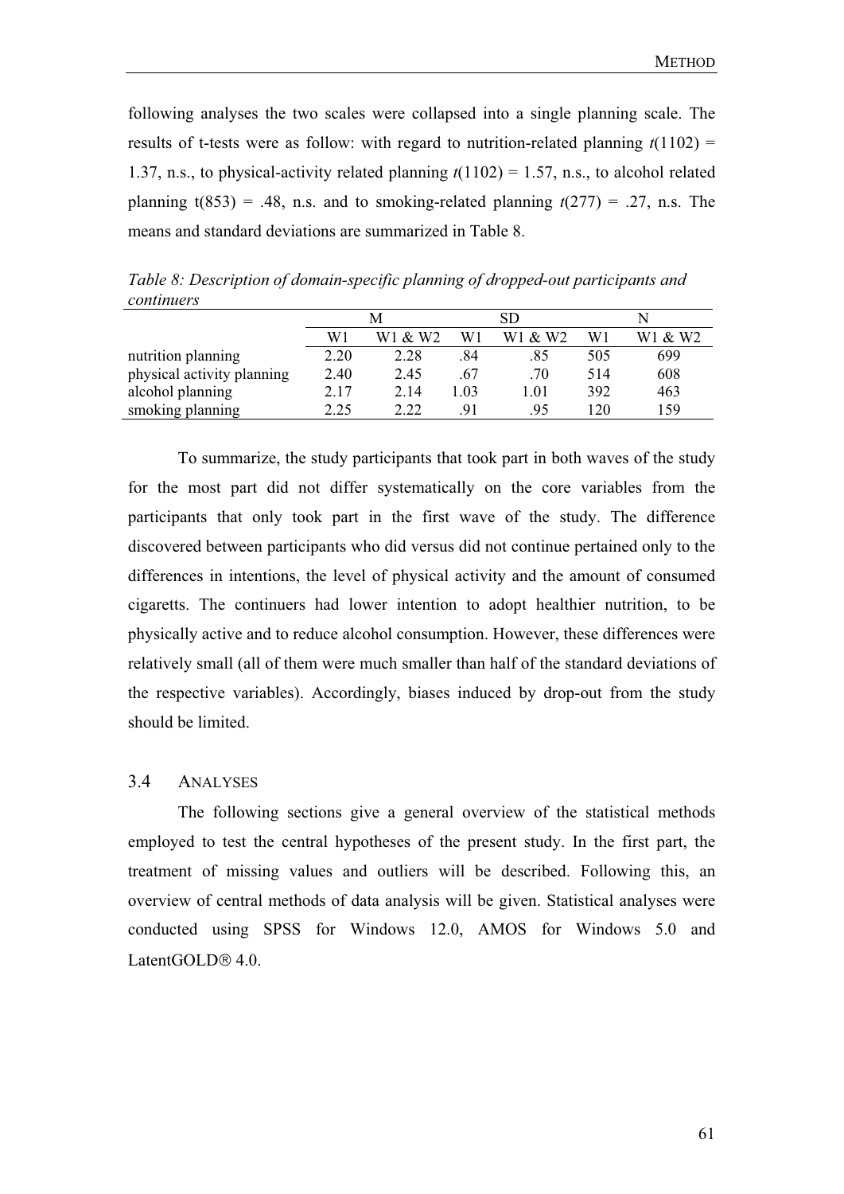following analyses the two scales were collapsed into a single planning scale. The results of t-tests were as follow: with regard to nutrition-related planning $t(1102) = 1.37$, n.s., to physical-activity related planning $t(1102) = 1.57$, n.s., to alcohol related planning $t(853) = .48$, n.s. and to smoking-related planning $t(277) = .27$, n.s. The means and standard deviations are summarized in Table 8.

*Table 8: Description of domain-specific planning of dropped-out participants and continuers*

| | M | | SD | | N | |
|---|---|---|---|---|---|---|
| | W1 | W1 & W2 | W1 | W1 & W2 | W1 | W1 & W2 |
| nutrition planning | 2.20 | 2.28 | .84 | .85 | 505 | 699 |
| physical activity planning | 2.40 | 2.45 | .67 | .70 | 514 | 608 |
| alcohol planning | 2.17 | 2.14 | 1.03 | 1.01 | 392 | 463 |
| smoking planning | 2.25 | 2.22 | .91 | .95 | 120 | 159 |

To summarize, the study participants that took part in both waves of the study for the most part did not differ systematically on the core variables from the participants that only took part in the first wave of the study. The difference discovered between participants who did versus did not continue pertained only to the differences in intentions, the level of physical activity and the amount of consumed cigaretts. The continuers had lower intention to adopt healthier nutrition, to be physically active and to reduce alcohol consumption. However, these differences were relatively small (all of them were much smaller than half of the standard deviations of the respective variables). Accordingly, biases induced by drop-out from the study should be limited.

## 3.4 Analyses

The following sections give a general overview of the statistical methods employed to test the central hypotheses of the present study. In the first part, the treatment of missing values and outliers will be described. Following this, an overview of central methods of data analysis will be given. Statistical analyses were conducted using SPSS for Windows 12.0, AMOS for Windows 5.0 and LatentGOLD® 4.0.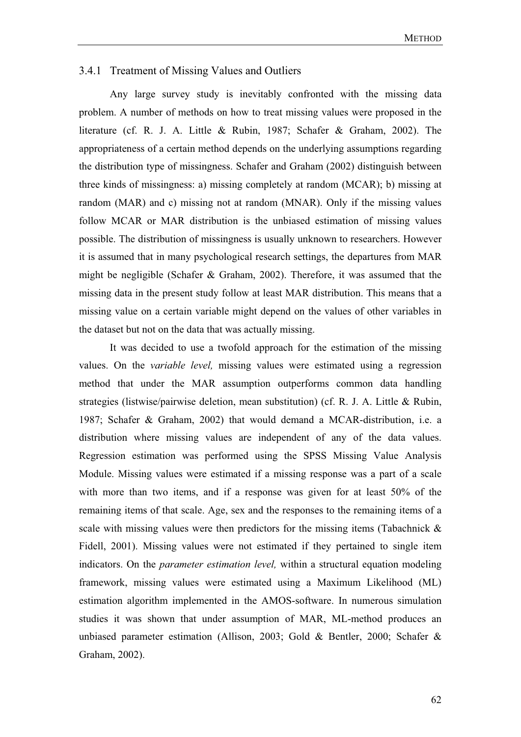### 3.4.1 Treatment of Missing Values and Outliers

Any large survey study is inevitably confronted with the missing data problem. A number of methods on how to treat missing values were proposed in the literature (cf. R. J. A. Little & Rubin, 1987; Schafer & Graham, 2002). The appropriateness of a certain method depends on the underlying assumptions regarding the distribution type of missingness. Schafer and Graham (2002) distinguish between three kinds of missingness: a) missing completely at random (MCAR); b) missing at random (MAR) and c) missing not at random (MNAR). Only if the missing values follow MCAR or MAR distribution is the unbiased estimation of missing values possible. The distribution of missingness is usually unknown to researchers. However it is assumed that in many psychological research settings, the departures from MAR might be negligible (Schafer & Graham, 2002). Therefore, it was assumed that the missing data in the present study follow at least MAR distribution. This means that a missing value on a certain variable might depend on the values of other variables in the dataset but not on the data that was actually missing.

It was decided to use a twofold approach for the estimation of the missing values. On the *variable level,* missing values were estimated using a regression method that under the MAR assumption outperforms common data handling strategies (listwise/pairwise deletion, mean substitution) (cf. R. J. A. Little & Rubin, 1987; Schafer & Graham, 2002) that would demand a MCAR-distribution, i.e. a distribution where missing values are independent of any of the data values. Regression estimation was performed using the SPSS Missing Value Analysis Module. Missing values were estimated if a missing response was a part of a scale with more than two items, and if a response was given for at least 50% of the remaining items of that scale. Age, sex and the responses to the remaining items of a scale with missing values were then predictors for the missing items (Tabachnick & Fidell, 2001). Missing values were not estimated if they pertained to single item indicators. On the *parameter estimation level,* within a structural equation modeling framework, missing values were estimated using a Maximum Likelihood (ML) estimation algorithm implemented in the AMOS-software. In numerous simulation studies it was shown that under assumption of MAR, ML-method produces an unbiased parameter estimation (Allison, 2003; Gold & Bentler, 2000; Schafer & Graham, 2002).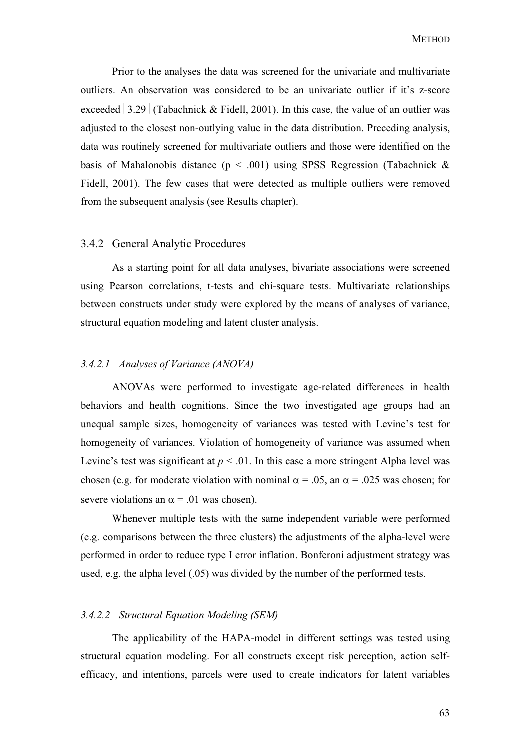Prior to the analyses the data was screened for the univariate and multivariate outliers. An observation was considered to be an univariate outlier if it's z-score exceeded $|3.29|$ (Tabachnick & Fidell, 2001). In this case, the value of an outlier was adjusted to the closest non-outlying value in the data distribution. Preceding analysis, data was routinely screened for multivariate outliers and those were identified on the basis of Mahalonobis distance ($p < .001$) using SPSS Regression (Tabachnick & Fidell, 2001). The few cases that were detected as multiple outliers were removed from the subsequent analysis (see Results chapter).

### 3.4.2 General Analytic Procedures

As a starting point for all data analyses, bivariate associations were screened using Pearson correlations, t-tests and chi-square tests. Multivariate relationships between constructs under study were explored by the means of analyses of variance, structural equation modeling and latent cluster analysis.

#### *3.4.2.1 Analyses of Variance (ANOVA)*

ANOVAs were performed to investigate age-related differences in health behaviors and health cognitions. Since the two investigated age groups had an unequal sample sizes, homogeneity of variances was tested with Levine's test for homogeneity of variances. Violation of homogeneity of variance was assumed when Levine's test was significant at $p < .01$. In this case a more stringent Alpha level was chosen (e.g. for moderate violation with nominal $\alpha = .05$, an $\alpha = .025$ was chosen; for severe violations an $\alpha = .01$ was chosen).

Whenever multiple tests with the same independent variable were performed (e.g. comparisons between the three clusters) the adjustments of the alpha-level were performed in order to reduce type I error inflation. Bonferoni adjustment strategy was used, e.g. the alpha level (.05) was divided by the number of the performed tests.

#### *3.4.2.2 Structural Equation Modeling (SEM)*

The applicability of the HAPA-model in different settings was tested using structural equation modeling. For all constructs except risk perception, action self-efficacy, and intentions, parcels were used to create indicators for latent variables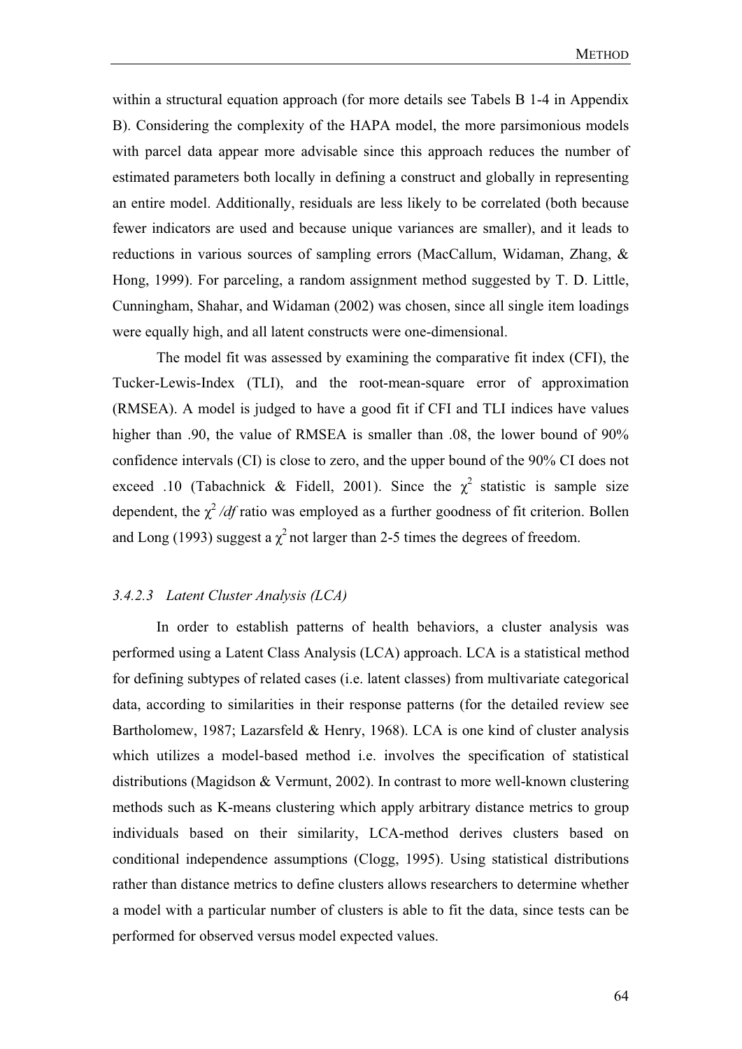within a structural equation approach (for more details see Tabels B 1-4 in Appendix B). Considering the complexity of the HAPA model, the more parsimonious models with parcel data appear more advisable since this approach reduces the number of estimated parameters both locally in defining a construct and globally in representing an entire model. Additionally, residuals are less likely to be correlated (both because fewer indicators are used and because unique variances are smaller), and it leads to reductions in various sources of sampling errors (MacCallum, Widaman, Zhang, & Hong, 1999). For parceling, a random assignment method suggested by T. D. Little, Cunningham, Shahar, and Widaman (2002) was chosen, since all single item loadings were equally high, and all latent constructs were one-dimensional.

The model fit was assessed by examining the comparative fit index (CFI), the Tucker-Lewis-Index (TLI), and the root-mean-square error of approximation (RMSEA). A model is judged to have a good fit if CFI and TLI indices have values higher than .90, the value of RMSEA is smaller than .08, the lower bound of 90% confidence intervals (CI) is close to zero, and the upper bound of the 90% CI does not exceed .10 (Tabachnick & Fidell, 2001). Since the $\chi^2$ statistic is sample size dependent, the $\chi^2/df$ ratio was employed as a further goodness of fit criterion. Bollen and Long (1993) suggest a $\chi^2$ not larger than 2-5 times the degrees of freedom.

#### *3.4.2.3 Latent Cluster Analysis (LCA)*

In order to establish patterns of health behaviors, a cluster analysis was performed using a Latent Class Analysis (LCA) approach. LCA is a statistical method for defining subtypes of related cases (i.e. latent classes) from multivariate categorical data, according to similarities in their response patterns (for the detailed review see Bartholomew, 1987; Lazarsfeld & Henry, 1968). LCA is one kind of cluster analysis which utilizes a model-based method i.e. involves the specification of statistical distributions (Magidson & Vermunt, 2002). In contrast to more well-known clustering methods such as K-means clustering which apply arbitrary distance metrics to group individuals based on their similarity, LCA-method derives clusters based on conditional independence assumptions (Clogg, 1995). Using statistical distributions rather than distance metrics to define clusters allows researchers to determine whether a model with a particular number of clusters is able to fit the data, since tests can be performed for observed versus model expected values.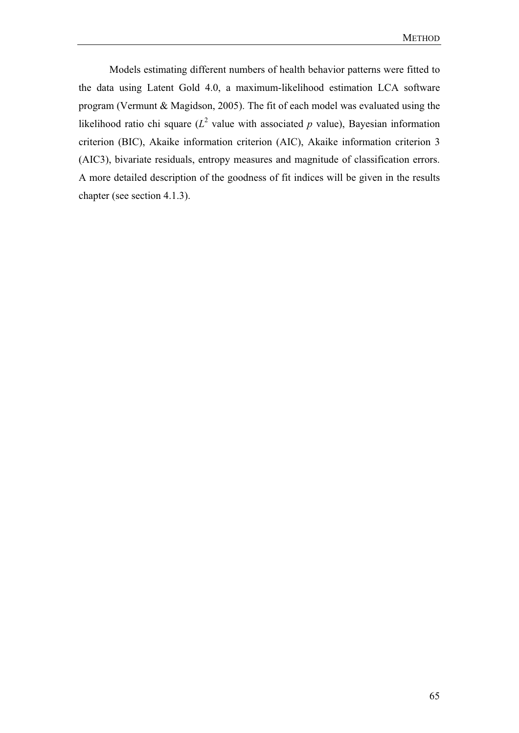Models estimating different numbers of health behavior patterns were fitted to the data using Latent Gold 4.0, a maximum-likelihood estimation LCA software program (Vermunt & Magidson, 2005). The fit of each model was evaluated using the likelihood ratio chi square ($L^2$ value with associated $p$ value), Bayesian information criterion (BIC), Akaike information criterion (AIC), Akaike information criterion 3 (AIC3), bivariate residuals, entropy measures and magnitude of classification errors. A more detailed description of the goodness of fit indices will be given in the results chapter (see section 4.1.3).